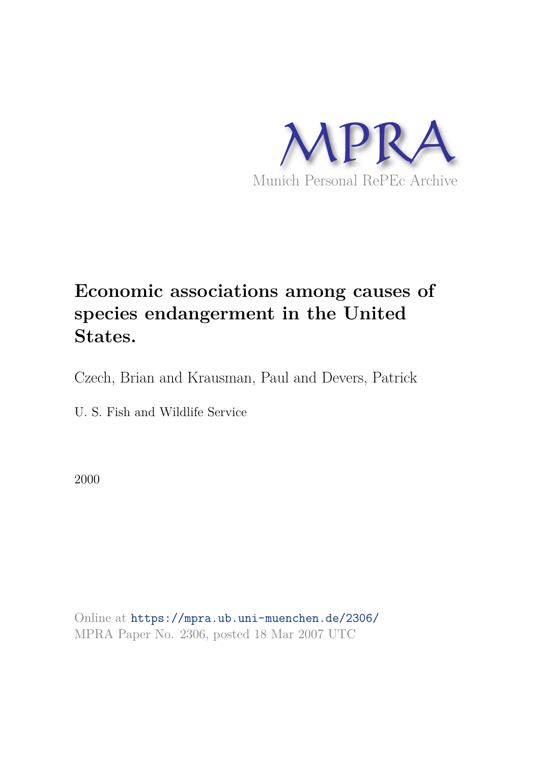MPRA

Munich Personal RePEc Archive

# Economic associations among causes of species endangerment in the United States.

Czech, Brian and Krausman, Paul and Devers, Patrick

U. S. Fish and Wildlife Service

2000

Online at https://mpra.ub.uni-muenchen.de/2306/
MPRA Paper No. 2306, posted 18 Mar 2007 UTC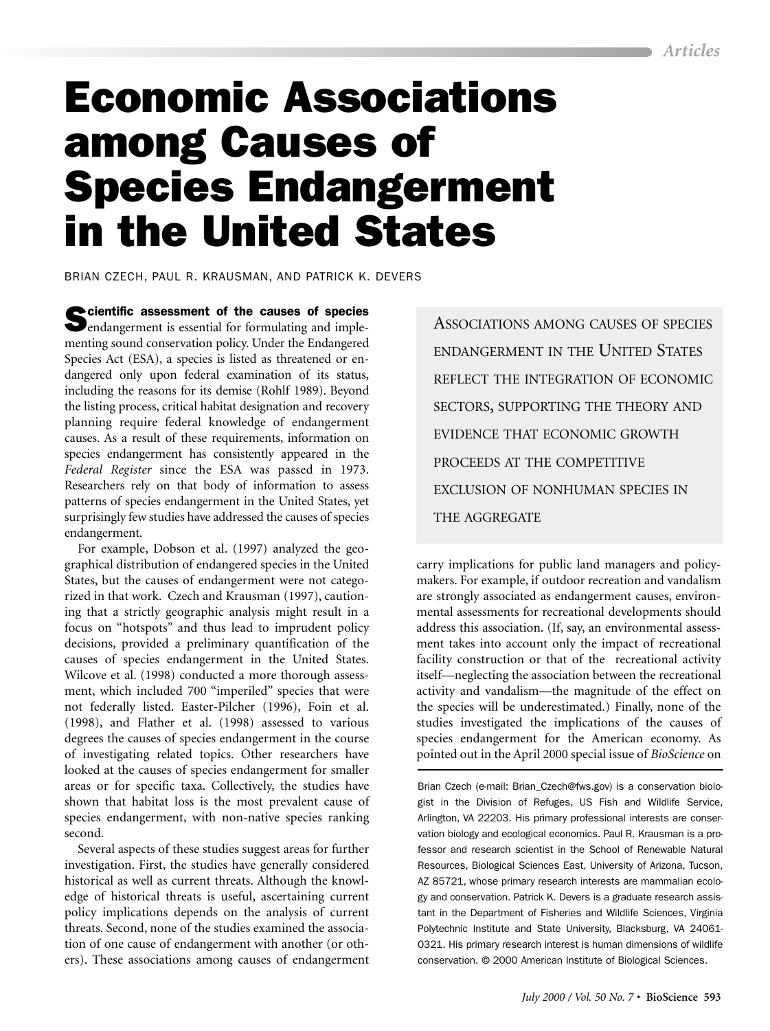# Economic Associations among Causes of Species Endangerment in the United States

BRIAN CZECH, PAUL R. KRAUSMAN, AND PATRICK K. DEVERS

**Scientific assessment of the causes of species** endangerment is essential for formulating and implementing sound conservation policy. Under the Endangered Species Act (ESA), a species is listed as threatened or endangered only upon federal examination of its status, including the reasons for its demise (Rohlf 1989). Beyond the listing process, critical habitat designation and recovery planning require federal knowledge of endangerment causes. As a result of these requirements, information on species endangerment has consistently appeared in the *Federal Register* since the ESA was passed in 1973. Researchers rely on that body of information to assess patterns of species endangerment in the United States, yet surprisingly few studies have addressed the causes of species endangerment.

For example, Dobson et al. (1997) analyzed the geographical distribution of endangered species in the United States, but the causes of endangerment were not categorized in that work. Czech and Krausman (1997), cautioning that a strictly geographic analysis might result in a focus on "hotspots" and thus lead to imprudent policy decisions, provided a preliminary quantification of the causes of species endangerment in the United States. Wilcove et al. (1998) conducted a more thorough assessment, which included 700 "imperiled" species that were not federally listed. Easter-Pilcher (1996), Foin et al. (1998), and Flather et al. (1998) assessed to various degrees the causes of species endangerment in the course of investigating related topics. Other researchers have looked at the causes of species endangerment for smaller areas or for specific taxa. Collectively, the studies have shown that habitat loss is the most prevalent cause of species endangerment, with non-native species ranking second.

Several aspects of these studies suggest areas for further investigation. First, the studies have generally considered historical as well as current threats. Although the knowledge of historical threats is useful, ascertaining current policy implications depends on the analysis of current threats. Second, none of the studies examined the association of one cause of endangerment with another (or others). These associations among causes of endangerment carry implications for public land managers and policymakers. For example, if outdoor recreation and vandalism are strongly associated as endangerment causes, environmental assessments for recreational developments should address this association. (If, say, an environmental assessment takes into account only the impact of recreational facility construction or that of the recreational activity itself—neglecting the association between the recreational activity and vandalism—the magnitude of the effect on the species will be underestimated.) Finally, none of the studies investigated the implications of the causes of species endangerment for the American economy. As pointed out in the April 2000 special issue of *BioScience* on

ASSOCIATIONS AMONG CAUSES OF SPECIES ENDANGERMENT IN THE UNITED STATES REFLECT THE INTEGRATION OF ECONOMIC SECTORS, SUPPORTING THE THEORY AND EVIDENCE THAT ECONOMIC GROWTH PROCEEDS AT THE COMPETITIVE EXCLUSION OF NONHUMAN SPECIES IN THE AGGREGATE

Brian Czech (e-mail: Brian_Czech@fws.gov) is a conservation biologist in the Division of Refuges, US Fish and Wildlife Service, Arlington, VA 22203. His primary professional interests are conservation biology and ecological economics. Paul R. Krausman is a professor and research scientist in the School of Renewable Natural Resources, Biological Sciences East, University of Arizona, Tucson, AZ 85721, whose primary research interests are mammalian ecology and conservation. Patrick K. Devers is a graduate research assistant in the Department of Fisheries and Wildlife Sciences, Virginia Polytechnic Institute and State University, Blacksburg, VA 24061-0321. His primary research interest is human dimensions of wildlife conservation. © 2000 American Institute of Biological Sciences.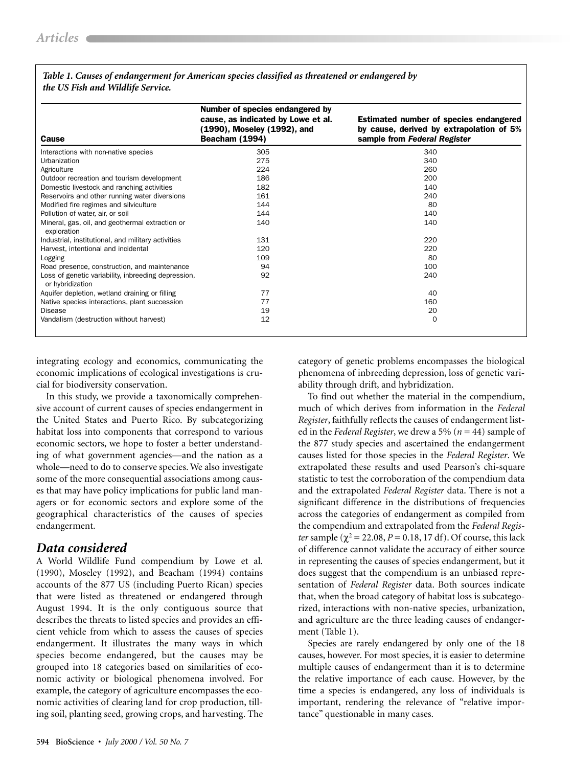*Table 1. Causes of endangerment for American species classified as threatened or endangered by the US Fish and Wildlife Service.*

| Cause | Number of species endangered by cause, as indicated by Lowe et al. (1990), Moseley (1992), and Beacham (1994) | Estimated number of species endangered by cause, derived by extrapolation of 5% sample from *Federal Register* |
|---|---|---|
| Interactions with non-native species | 305 | 340 |
| Urbanization | 275 | 340 |
| Agriculture | 224 | 260 |
| Outdoor recreation and tourism development | 186 | 200 |
| Domestic livestock and ranching activities | 182 | 140 |
| Reservoirs and other running water diversions | 161 | 240 |
| Modified fire regimes and silviculture | 144 | 80 |
| Pollution of water, air, or soil | 144 | 140 |
| Mineral, gas, oil, and geothermal extraction or exploration | 140 | 140 |
| Industrial, institutional, and military activities | 131 | 220 |
| Harvest, intentional and incidental | 120 | 220 |
| Logging | 109 | 80 |
| Road presence, construction, and maintenance | 94 | 100 |
| Loss of genetic variability, inbreeding depression, or hybridization | 92 | 240 |
| Aquifer depletion, wetland draining or filling | 77 | 40 |
| Native species interactions, plant succession | 77 | 160 |
| Disease | 19 | 20 |
| Vandalism (destruction without harvest) | 12 | 0 |

integrating ecology and economics, communicating the economic implications of ecological investigations is crucial for biodiversity conservation.

In this study, we provide a taxonomically comprehensive account of current causes of species endangerment in the United States and Puerto Rico. By subcategorizing habitat loss into components that correspond to various economic sectors, we hope to foster a better understanding of what government agencies—and the nation as a whole—need to do to conserve species. We also investigate some of the more consequential associations among causes that may have policy implications for public land managers or for economic sectors and explore some of the geographical characteristics of the causes of species endangerment.

## Data considered

A World Wildlife Fund compendium by Lowe et al. (1990), Moseley (1992), and Beacham (1994) contains accounts of the 877 US (including Puerto Rican) species that were listed as threatened or endangered through August 1994. It is the only contiguous source that describes the threats to listed species and provides an efficient vehicle from which to assess the causes of species endangerment. It illustrates the many ways in which species become endangered, but the causes may be grouped into 18 categories based on similarities of economic activity or biological phenomena involved. For example, the category of agriculture encompasses the economic activities of clearing land for crop production, tilling soil, planting seed, growing crops, and harvesting. The category of genetic problems encompasses the biological phenomena of inbreeding depression, loss of genetic variability through drift, and hybridization.

To find out whether the material in the compendium, much of which derives from information in the *Federal Register*, faithfully reflects the causes of endangerment listed in the *Federal Register*, we drew a 5% ($n = 44$) sample of the 877 study species and ascertained the endangerment causes listed for those species in the *Federal Register*. We extrapolated these results and used Pearson's chi-square statistic to test the corroboration of the compendium data and the extrapolated *Federal Register* data. There is not a significant difference in the distributions of frequencies across the categories of endangerment as compiled from the compendium and extrapolated from the *Federal Register* sample ($\chi^2 = 22.08$, $P = 0.18$, 17 df). Of course, this lack of difference cannot validate the accuracy of either source in representing the causes of species endangerment, but it does suggest that the compendium is an unbiased representation of *Federal Register* data. Both sources indicate that, when the broad category of habitat loss is subcategorized, interactions with non-native species, urbanization, and agriculture are the three leading causes of endangerment (Table 1).

Species are rarely endangered by only one of the 18 causes, however. For most species, it is easier to determine multiple causes of endangerment than it is to determine the relative importance of each cause. However, by the time a species is endangered, any loss of individuals is important, rendering the relevance of "relative importance" questionable in many cases.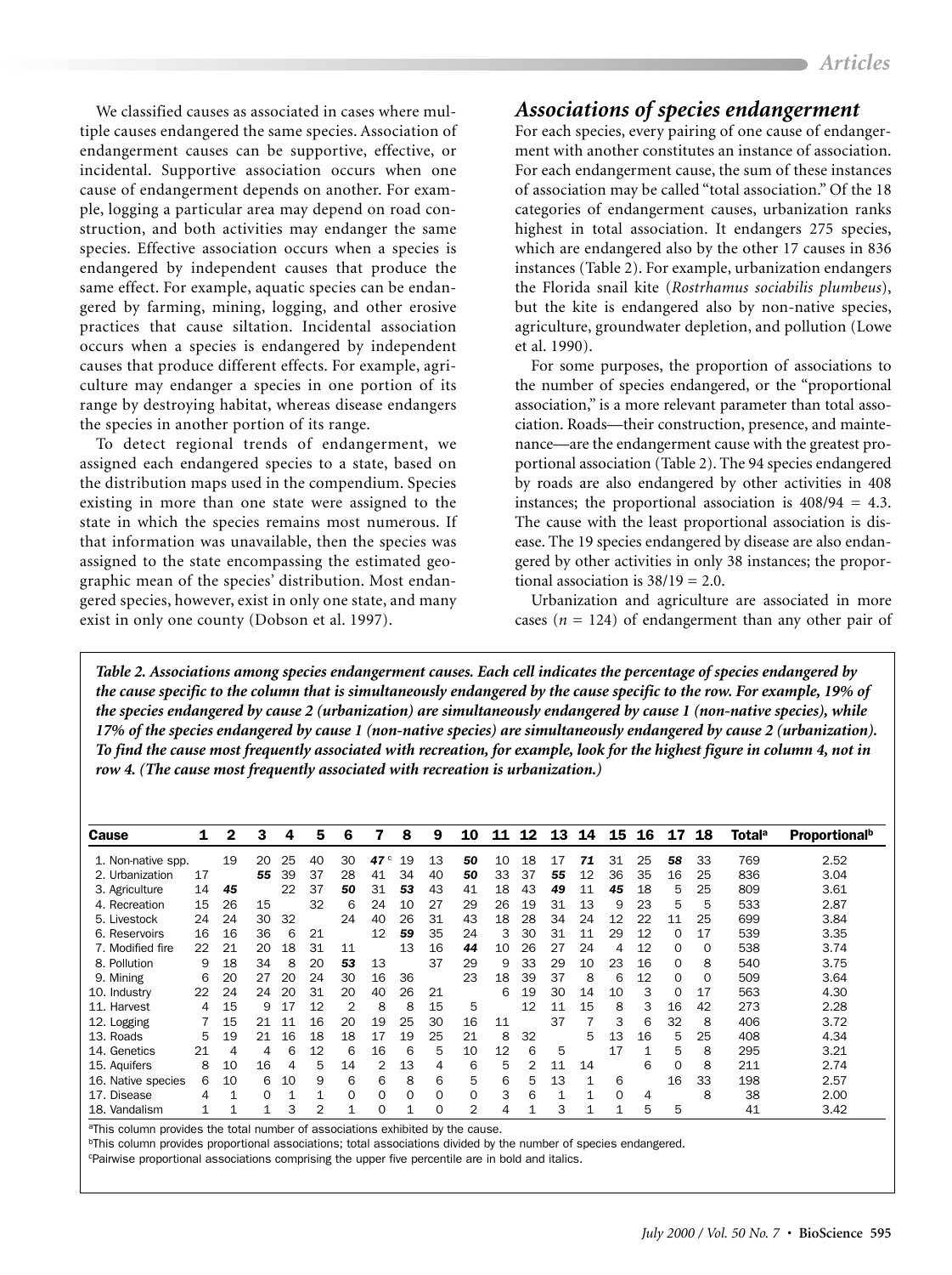We classified causes as associated in cases where multiple causes endangered the same species. Association of endangerment causes can be supportive, effective, or incidental. Supportive association occurs when one cause of endangerment depends on another. For example, logging a particular area may depend on road construction, and both activities may endanger the same species. Effective association occurs when a species is endangered by independent causes that produce the same effect. For example, aquatic species can be endangered by farming, mining, logging, and other erosive practices that cause siltation. Incidental association occurs when a species is endangered by independent causes that produce different effects. For example, agriculture may endanger a species in one portion of its range by destroying habitat, whereas disease endangers the species in another portion of its range.

To detect regional trends of endangerment, we assigned each endangered species to a state, based on the distribution maps used in the compendium. Species existing in more than one state were assigned to the state in which the species remains most numerous. If that information was unavailable, then the species was assigned to the state encompassing the estimated geographic mean of the species' distribution. Most endangered species, however, exist in only one state, and many exist in only one county (Dobson et al. 1997).

## *Associations of species endangerment*

For each species, every pairing of one cause of endangerment with another constitutes an instance of association. For each endangerment cause, the sum of these instances of association may be called "total association." Of the 18 categories of endangerment causes, urbanization ranks highest in total association. It endangers 275 species, which are endangered also by the other 17 causes in 836 instances (Table 2). For example, urbanization endangers the Florida snail kite (*Rostrhamus sociabilis plumbeus*), but the kite is endangered also by non-native species, agriculture, groundwater depletion, and pollution (Lowe et al. 1990).

For some purposes, the proportion of associations to the number of species endangered, or the "proportional association," is a more relevant parameter than total association. Roads—their construction, presence, and maintenance—are the endangerment cause with the greatest proportional association (Table 2). The 94 species endangered by roads are also endangered by other activities in 408 instances; the proportional association is $408/94 = 4.3$. The cause with the least proportional association is disease. The 19 species endangered by disease are also endangered by other activities in only 38 instances; the proportional association is $38/19 = 2.0$.

Urbanization and agriculture are associated in more cases ($n = 124$) of endangerment than any other pair of

***Table 2. Associations among species endangerment causes. Each cell indicates the percentage of species endangered by the cause specific to the column that is simultaneously endangered by the cause specific to the row. For example, 19% of the species endangered by cause 2 (urbanization) are simultaneously endangered by cause 1 (non-native species), while 17% of the species endangered by cause 1 (non-native species) are simultaneously endangered by cause 2 (urbanization). To find the cause most frequently associated with recreation, for example, look for the highest figure in column 4, not in row 4. (The cause most frequently associated with recreation is urbanization.)***

| Cause | 1 | 2 | 3 | 4 | 5 | 6 | 7 | 8 | 9 | 10 | 11 | 12 | 13 | 14 | 15 | 16 | 17 | 18 | Total[a] | Proportional[b] |
|---|---|---|---|---|---|---|---|---|---|---|---|---|---|---|---|---|---|---|---|---|
| 1. Non-native spp. | | 19 | 20 | 25 | 40 | 30 | ***47*** [c] | 19 | 13 | ***50*** | 10 | 18 | 17 | ***71*** | 31 | 25 | ***58*** | 33 | 769 | 2.52 |
| 2. Urbanization | 17 | | ***55*** | 39 | 37 | 28 | 41 | 34 | 40 | ***50*** | 33 | 37 | ***55*** | 12 | 36 | 35 | 16 | 25 | 836 | 3.04 |
| 3. Agriculture | 14 | ***45*** | | 22 | 37 | ***50*** | 31 | ***53*** | 43 | 41 | 18 | 43 | ***49*** | 11 | ***45*** | 18 | 5 | 25 | 809 | 3.61 |
| 4. Recreation | 15 | 26 | 15 | | 32 | 6 | 24 | 10 | 27 | 29 | 26 | 19 | 31 | 13 | 9 | 23 | 5 | 5 | 533 | 2.87 |
| 5. Livestock | 24 | 24 | 30 | 32 | | 24 | 40 | 26 | 31 | 43 | 18 | 28 | 34 | 24 | 12 | 22 | 11 | 25 | 699 | 3.84 |
| 6. Reservoirs | 16 | 16 | 36 | 6 | 21 | | 12 | ***59*** | 35 | 24 | 3 | 30 | 31 | 11 | 29 | 12 | 0 | 17 | 539 | 3.35 |
| 7. Modified fire | 22 | 21 | 20 | 18 | 31 | 11 | | 13 | 16 | ***44*** | 10 | 26 | 27 | 24 | 4 | 12 | 0 | 0 | 538 | 3.74 |
| 8. Pollution | 9 | 18 | 34 | 8 | 20 | ***53*** | 13 | | 37 | 29 | 9 | 33 | 29 | 10 | 23 | 16 | 0 | 8 | 540 | 3.75 |
| 9. Mining | 6 | 20 | 27 | 20 | 24 | 30 | 16 | 36 | | 23 | 18 | 39 | 37 | 8 | 6 | 12 | 0 | 0 | 509 | 3.64 |
| 10. Industry | 22 | 24 | 24 | 20 | 31 | 20 | 40 | 26 | 21 | | 6 | 19 | 30 | 14 | 10 | 3 | 0 | 17 | 563 | 4.30 |
| 11. Harvest | 4 | 15 | 9 | 17 | 12 | 2 | 8 | 8 | 15 | 5 | | 12 | 11 | 15 | 8 | 3 | 16 | 42 | 273 | 2.28 |
| 12. Logging | 7 | 15 | 21 | 11 | 16 | 20 | 19 | 25 | 30 | 16 | 11 | | 37 | 7 | 3 | 6 | 32 | 8 | 406 | 3.72 |
| 13. Roads | 5 | 19 | 21 | 16 | 18 | 18 | 17 | 19 | 25 | 21 | 8 | 32 | | 5 | 13 | 16 | 5 | 25 | 408 | 4.34 |
| 14. Genetics | 21 | 4 | 4 | 6 | 12 | 6 | 16 | 6 | 5 | 10 | 12 | 6 | 5 | | 17 | 1 | 5 | 8 | 295 | 3.21 |
| 15. Aquifers | 8 | 10 | 16 | 4 | 5 | 14 | 2 | 13 | 4 | 6 | 5 | 2 | 11 | 14 | | 6 | 0 | 8 | 211 | 2.74 |
| 16. Native species | 6 | 10 | 6 | 10 | 9 | 6 | 6 | 8 | 6 | 5 | 6 | 5 | 13 | 1 | 6 | | 16 | 33 | 198 | 2.57 |
| 17. Disease | 4 | 1 | 0 | 1 | 1 | 0 | 0 | 0 | 0 | 0 | 3 | 6 | 1 | 1 | 0 | 4 | | 8 | 38 | 2.00 |
| 18. Vandalism | 1 | 1 | 1 | 3 | 2 | 1 | 0 | 1 | 0 | 2 | 4 | 1 | 3 | 1 | 1 | 5 | 5 | | 41 | 3.42 |

[a]This column provides the total number of associations exhibited by the cause.

[b]This column provides proportional associations; total associations divided by the number of species endangered.

[c]Pairwise proportional associations comprising the upper five percentile are in bold and italics.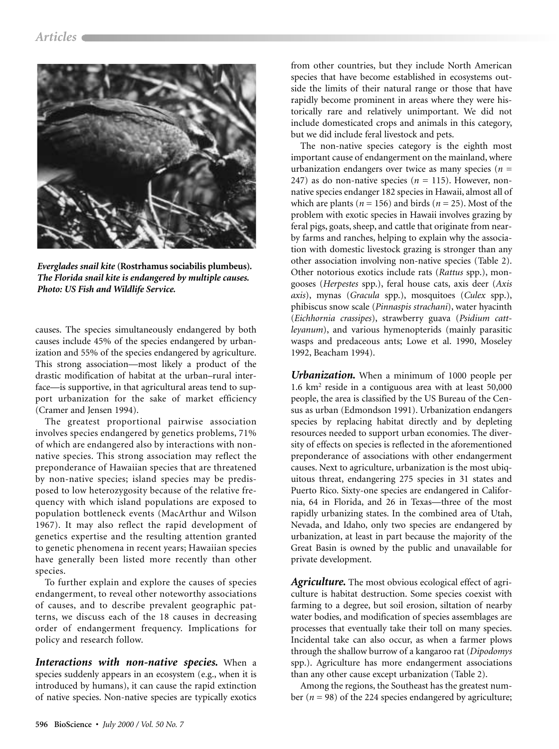*Everglades snail kite* **(Rostrhamus sociabilis plumbeus).** ***The Florida snail kite is endangered by multiple causes. Photo: US Fish and Wildlife Service.***

causes. The species simultaneously endangered by both causes include 45% of the species endangered by urbanization and 55% of the species endangered by agriculture. This strong association—most likely a product of the drastic modification of habitat at the urban–rural interface—is supportive, in that agricultural areas tend to support urbanization for the sake of market efficiency (Cramer and Jensen 1994).

The greatest proportional pairwise association involves species endangered by genetics problems, 71% of which are endangered also by interactions with non-native species. This strong association may reflect the preponderance of Hawaiian species that are threatened by non-native species; island species may be predisposed to low heterozygosity because of the relative frequency with which island populations are exposed to population bottleneck events (MacArthur and Wilson 1967). It may also reflect the rapid development of genetics expertise and the resulting attention granted to genetic phenomena in recent years; Hawaiian species have generally been listed more recently than other species.

To further explain and explore the causes of species endangerment, to reveal other noteworthy associations of causes, and to describe prevalent geographic patterns, we discuss each of the 18 causes in decreasing order of endangerment frequency. Implications for policy and research follow.

***Interactions with non-native species.*** When a species suddenly appears in an ecosystem (e.g., when it is introduced by humans), it can cause the rapid extinction of native species. Non-native species are typically exotics from other countries, but they include North American species that have become established in ecosystems outside the limits of their natural range or those that have rapidly become prominent in areas where they were historically rare and relatively unimportant. We did not include domesticated crops and animals in this category, but we did include feral livestock and pets.

The non-native species category is the eighth most important cause of endangerment on the mainland, where urbanization endangers over twice as many species ($n = 247$) as do non-native species ($n = 115$). However, non-native species endanger 182 species in Hawaii, almost all of which are plants ($n = 156$) and birds ($n = 25$). Most of the problem with exotic species in Hawaii involves grazing by feral pigs, goats, sheep, and cattle that originate from nearby farms and ranches, helping to explain why the association with domestic livestock grazing is stronger than any other association involving non-native species (Table 2). Other notorious exotics include rats (*Rattus* spp.), mongooses (*Herpestes* spp.), feral house cats, axis deer (*Axis axis*), mynas (*Gracula* spp.), mosquitoes (*Culex* spp.), phibiscus snow scale (*Pinnaspis strachani*), water hyacinth (*Eichhornia crassipes*), strawberry guava (*Psidium cattleyanum*), and various hymenopterids (mainly parasitic wasps and predaceous ants; Lowe et al. 1990, Moseley 1992, Beacham 1994).

***Urbanization.*** When a minimum of 1000 people per 1.6 km$^2$ reside in a contiguous area with at least 50,000 people, the area is classified by the US Bureau of the Census as urban (Edmondson 1991). Urbanization endangers species by replacing habitat directly and by depleting resources needed to support urban economies. The diversity of effects on species is reflected in the aforementioned preponderance of associations with other endangerment causes. Next to agriculture, urbanization is the most ubiquitous threat, endangering 275 species in 31 states and Puerto Rico. Sixty-one species are endangered in California, 64 in Florida, and 26 in Texas—three of the most rapidly urbanizing states. In the combined area of Utah, Nevada, and Idaho, only two species are endangered by urbanization, at least in part because the majority of the Great Basin is owned by the public and unavailable for private development.

***Agriculture.*** The most obvious ecological effect of agriculture is habitat destruction. Some species coexist with farming to a degree, but soil erosion, siltation of nearby water bodies, and modification of species assemblages are processes that eventually take their toll on many species. Incidental take can also occur, as when a farmer plows through the shallow burrow of a kangaroo rat (*Dipodomys* spp.). Agriculture has more endangerment associations than any other cause except urbanization (Table 2).

Among the regions, the Southeast has the greatest number ($n = 98$) of the 224 species endangered by agriculture;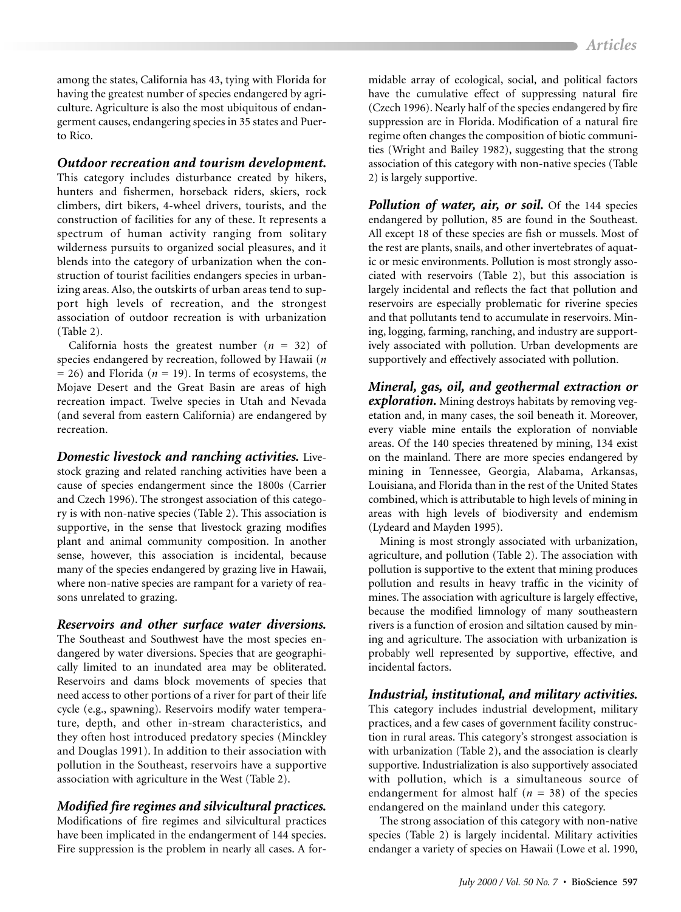among the states, California has 43, tying with Florida for having the greatest number of species endangered by agriculture. Agriculture is also the most ubiquitous of endangerment causes, endangering species in 35 states and Puerto Rico.

***Outdoor recreation and tourism development.*** This category includes disturbance created by hikers, hunters and fishermen, horseback riders, skiers, rock climbers, dirt bikers, 4-wheel drivers, tourists, and the construction of facilities for any of these. It represents a spectrum of human activity ranging from solitary wilderness pursuits to organized social pleasures, and it blends into the category of urbanization when the construction of tourist facilities endangers species in urbanizing areas. Also, the outskirts of urban areas tend to support high levels of recreation, and the strongest association of outdoor recreation is with urbanization (Table 2).

California hosts the greatest number ($n$ = 32) of species endangered by recreation, followed by Hawaii ($n$ = 26) and Florida ($n$ = 19). In terms of ecosystems, the Mojave Desert and the Great Basin are areas of high recreation impact. Twelve species in Utah and Nevada (and several from eastern California) are endangered by recreation.

***Domestic livestock and ranching activities.*** Livestock grazing and related ranching activities have been a cause of species endangerment since the 1800s (Carrier and Czech 1996). The strongest association of this category is with non-native species (Table 2). This association is supportive, in the sense that livestock grazing modifies plant and animal community composition. In another sense, however, this association is incidental, because many of the species endangered by grazing live in Hawaii, where non-native species are rampant for a variety of reasons unrelated to grazing.

***Reservoirs and other surface water diversions.*** The Southeast and Southwest have the most species endangered by water diversions. Species that are geographically limited to an inundated area may be obliterated. Reservoirs and dams block movements of species that need access to other portions of a river for part of their life cycle (e.g., spawning). Reservoirs modify water temperature, depth, and other in-stream characteristics, and they often host introduced predatory species (Minckley and Douglas 1991). In addition to their association with pollution in the Southeast, reservoirs have a supportive association with agriculture in the West (Table 2).

***Modified fire regimes and silvicultural practices.*** Modifications of fire regimes and silvicultural practices have been implicated in the endangerment of 144 species. Fire suppression is the problem in nearly all cases. A formidable array of ecological, social, and political factors have the cumulative effect of suppressing natural fire (Czech 1996). Nearly half of the species endangered by fire suppression are in Florida. Modification of a natural fire regime often changes the composition of biotic communities (Wright and Bailey 1982), suggesting that the strong association of this category with non-native species (Table 2) is largely supportive.

***Pollution of water, air, or soil.*** Of the 144 species endangered by pollution, 85 are found in the Southeast. All except 18 of these species are fish or mussels. Most of the rest are plants, snails, and other invertebrates of aquatic or mesic environments. Pollution is most strongly associated with reservoirs (Table 2), but this association is largely incidental and reflects the fact that pollution and reservoirs are especially problematic for riverine species and that pollutants tend to accumulate in reservoirs. Mining, logging, farming, ranching, and industry are supportively associated with pollution. Urban developments are supportively and effectively associated with pollution.

***Mineral, gas, oil, and geothermal extraction or exploration.*** Mining destroys habitats by removing vegetation and, in many cases, the soil beneath it. Moreover, every viable mine entails the exploration of nonviable areas. Of the 140 species threatened by mining, 134 exist on the mainland. There are more species endangered by mining in Tennessee, Georgia, Alabama, Arkansas, Louisiana, and Florida than in the rest of the United States combined, which is attributable to high levels of mining in areas with high levels of biodiversity and endemism (Lydeard and Mayden 1995).

Mining is most strongly associated with urbanization, agriculture, and pollution (Table 2). The association with pollution is supportive to the extent that mining produces pollution and results in heavy traffic in the vicinity of mines. The association with agriculture is largely effective, because the modified limnology of many southeastern rivers is a function of erosion and siltation caused by mining and agriculture. The association with urbanization is probably well represented by supportive, effective, and incidental factors.

***Industrial, institutional, and military activities.*** This category includes industrial development, military practices, and a few cases of government facility construction in rural areas. This category's strongest association is with urbanization (Table 2), and the association is clearly supportive. Industrialization is also supportively associated with pollution, which is a simultaneous source of endangerment for almost half ($n$ = 38) of the species endangered on the mainland under this category.

The strong association of this category with non-native species (Table 2) is largely incidental. Military activities endanger a variety of species on Hawaii (Lowe et al. 1990,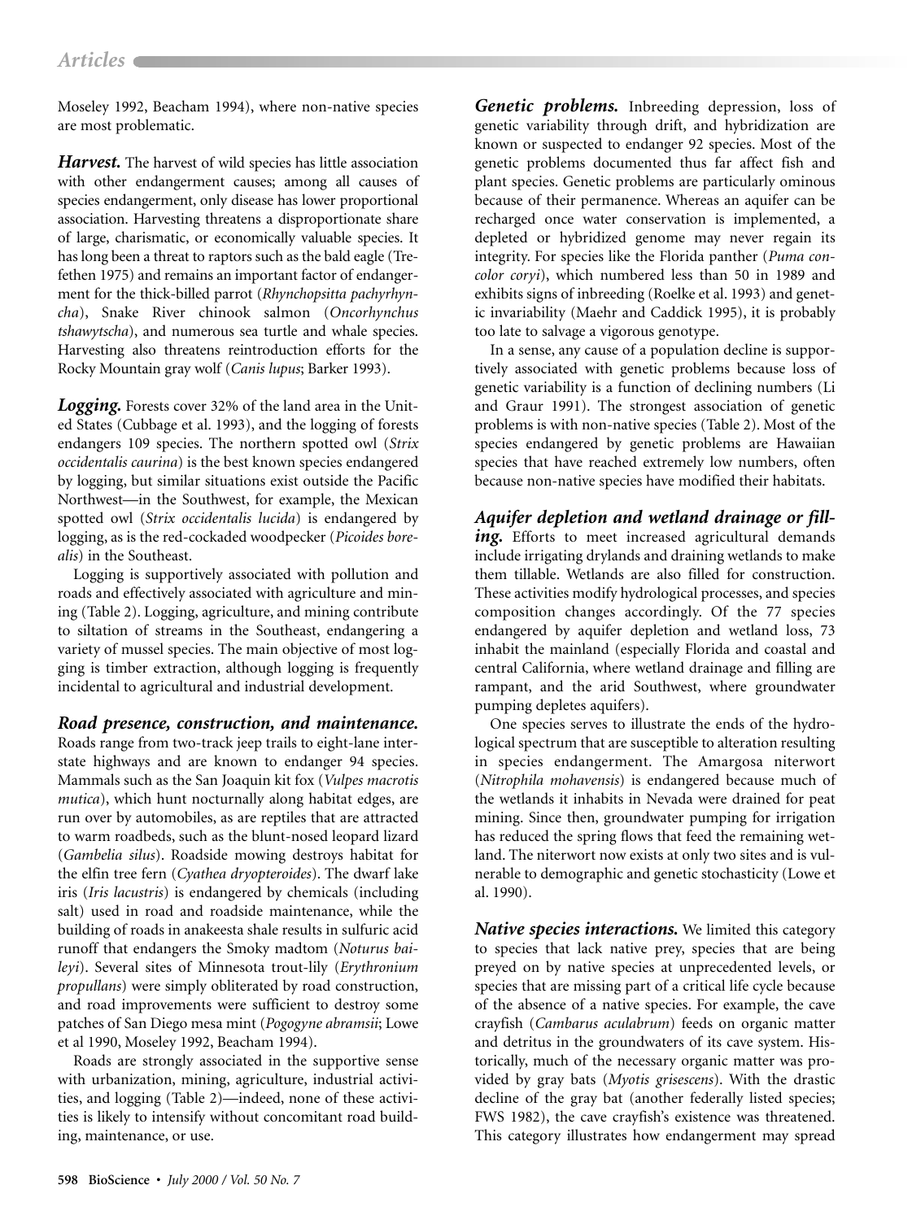Moseley 1992, Beacham 1994), where non-native species are most problematic.

***Harvest.*** The harvest of wild species has little association with other endangerment causes; among all causes of species endangerment, only disease has lower proportional association. Harvesting threatens a disproportionate share of large, charismatic, or economically valuable species. It has long been a threat to raptors such as the bald eagle (Trefethen 1975) and remains an important factor of endangerment for the thick-billed parrot (*Rhynchopsitta pachyrhyncha*), Snake River chinook salmon (*Oncorhynchus tshawytscha*), and numerous sea turtle and whale species. Harvesting also threatens reintroduction efforts for the Rocky Mountain gray wolf (*Canis lupus*; Barker 1993).

***Logging.*** Forests cover 32% of the land area in the United States (Cubbage et al. 1993), and the logging of forests endangers 109 species. The northern spotted owl (*Strix occidentalis caurina*) is the best known species endangered by logging, but similar situations exist outside the Pacific Northwest—in the Southwest, for example, the Mexican spotted owl (*Strix occidentalis lucida*) is endangered by logging, as is the red-cockaded woodpecker (*Picoides borealis*) in the Southeast.

Logging is supportively associated with pollution and roads and effectively associated with agriculture and mining (Table 2). Logging, agriculture, and mining contribute to siltation of streams in the Southeast, endangering a variety of mussel species. The main objective of most logging is timber extraction, although logging is frequently incidental to agricultural and industrial development.

***Road presence, construction, and maintenance.*** Roads range from two-track jeep trails to eight-lane interstate highways and are known to endanger 94 species. Mammals such as the San Joaquin kit fox (*Vulpes macrotis mutica*), which hunt nocturnally along habitat edges, are run over by automobiles, as are reptiles that are attracted to warm roadbeds, such as the blunt-nosed leopard lizard (*Gambelia silus*). Roadside mowing destroys habitat for the elfin tree fern (*Cyathea dryopteroides*). The dwarf lake iris (*Iris lacustris*) is endangered by chemicals (including salt) used in road and roadside maintenance, while the building of roads in anakeesta shale results in sulfuric acid runoff that endangers the Smoky madtom (*Noturus baileyi*). Several sites of Minnesota trout-lily (*Erythronium propullans*) were simply obliterated by road construction, and road improvements were sufficient to destroy some patches of San Diego mesa mint (*Pogogyne abramsii*; Lowe et al 1990, Moseley 1992, Beacham 1994).

Roads are strongly associated in the supportive sense with urbanization, mining, agriculture, industrial activities, and logging (Table 2)—indeed, none of these activities is likely to intensify without concomitant road building, maintenance, or use.

***Genetic problems.*** Inbreeding depression, loss of genetic variability through drift, and hybridization are known or suspected to endanger 92 species. Most of the genetic problems documented thus far affect fish and plant species. Genetic problems are particularly ominous because of their permanence. Whereas an aquifer can be recharged once water conservation is implemented, a depleted or hybridized genome may never regain its integrity. For species like the Florida panther (*Puma concolor coryi*), which numbered less than 50 in 1989 and exhibits signs of inbreeding (Roelke et al. 1993) and genetic invariability (Maehr and Caddick 1995), it is probably too late to salvage a vigorous genotype.

In a sense, any cause of a population decline is supportively associated with genetic problems because loss of genetic variability is a function of declining numbers (Li and Graur 1991). The strongest association of genetic problems is with non-native species (Table 2). Most of the species endangered by genetic problems are Hawaiian species that have reached extremely low numbers, often because non-native species have modified their habitats.

***Aquifer depletion and wetland drainage or filling.*** Efforts to meet increased agricultural demands include irrigating drylands and draining wetlands to make them tillable. Wetlands are also filled for construction. These activities modify hydrological processes, and species composition changes accordingly. Of the 77 species endangered by aquifer depletion and wetland loss, 73 inhabit the mainland (especially Florida and coastal and central California, where wetland drainage and filling are rampant, and the arid Southwest, where groundwater pumping depletes aquifers).

One species serves to illustrate the ends of the hydrological spectrum that are susceptible to alteration resulting in species endangerment. The Amargosa niterwort (*Nitrophila mohavensis*) is endangered because much of the wetlands it inhabits in Nevada were drained for peat mining. Since then, groundwater pumping for irrigation has reduced the spring flows that feed the remaining wetland. The niterwort now exists at only two sites and is vulnerable to demographic and genetic stochasticity (Lowe et al. 1990).

***Native species interactions.*** We limited this category to species that lack native prey, species that are being preyed on by native species at unprecedented levels, or species that are missing part of a critical life cycle because of the absence of a native species. For example, the cave crayfish (*Cambarus aculabrum*) feeds on organic matter and detritus in the groundwaters of its cave system. Historically, much of the necessary organic matter was provided by gray bats (*Myotis grisescens*). With the drastic decline of the gray bat (another federally listed species; FWS 1982), the cave crayfish's existence was threatened. This category illustrates how endangerment may spread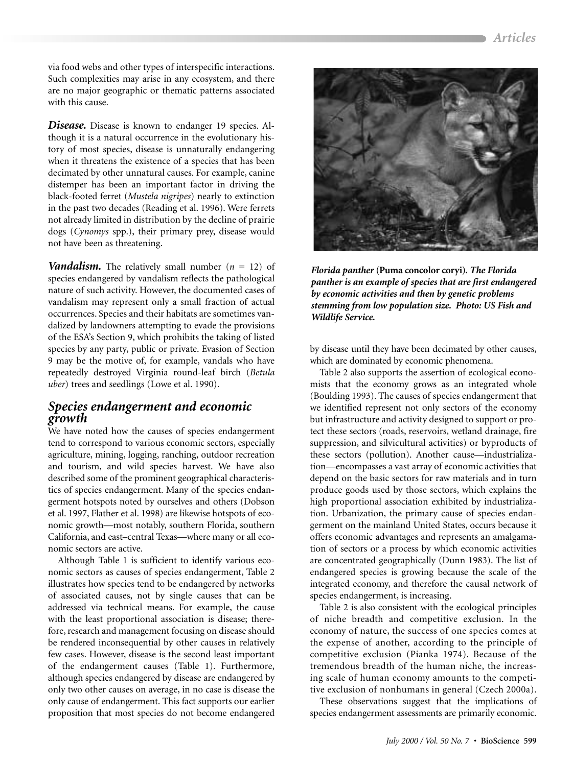via food webs and other types of interspecific interactions. Such complexities may arise in any ecosystem, and there are no major geographic or thematic patterns associated with this cause.

***Disease.*** Disease is known to endanger 19 species. Although it is a natural occurrence in the evolutionary history of most species, disease is unnaturally endangering when it threatens the existence of a species that has been decimated by other unnatural causes. For example, canine distemper has been an important factor in driving the black-footed ferret (*Mustela nigripes*) nearly to extinction in the past two decades (Reading et al. 1996). Were ferrets not already limited in distribution by the decline of prairie dogs (*Cynomys* spp.), their primary prey, disease would not have been as threatening.

***Vandalism.*** The relatively small number ($n$ = 12) of species endangered by vandalism reflects the pathological nature of such activity. However, the documented cases of vandalism may represent only a small fraction of actual occurrences. Species and their habitats are sometimes vandalized by landowners attempting to evade the provisions of the ESA's Section 9, which prohibits the taking of listed species by any party, public or private. Evasion of Section 9 may be the motive of, for example, vandals who have repeatedly destroyed Virginia round-leaf birch (*Betula uber*) trees and seedlings (Lowe et al. 1990).

## *Species endangerment and economic growth*

We have noted how the causes of species endangerment tend to correspond to various economic sectors, especially agriculture, mining, logging, ranching, outdoor recreation and tourism, and wild species harvest. We have also described some of the prominent geographical characteristics of species endangerment. Many of the species endangerment hotspots noted by ourselves and others (Dobson et al. 1997, Flather et al. 1998) are likewise hotspots of economic growth—most notably, southern Florida, southern California, and east–central Texas—where many or all economic sectors are active.

Although Table 1 is sufficient to identify various economic sectors as causes of species endangerment, Table 2 illustrates how species tend to be endangered by networks of associated causes, not by single causes that can be addressed via technical means. For example, the cause with the least proportional association is disease; therefore, research and management focusing on disease should be rendered inconsequential by other causes in relatively few cases. However, disease is the second least important of the endangerment causes (Table 1). Furthermore, although species endangered by disease are endangered by only two other causes on average, in no case is disease the only cause of endangerment. This fact supports our earlier proposition that most species do not become endangered by disease until they have been decimated by other causes, which are dominated by economic phenomena.

***Florida panther* (Puma concolor coryi). *The Florida panther is an example of species that are first endangered by economic activities and then by genetic problems stemming from low population size. Photo: US Fish and Wildlife Service.***

Table 2 also supports the assertion of ecological economists that the economy grows as an integrated whole (Boulding 1993). The causes of species endangerment that we identified represent not only sectors of the economy but infrastructure and activity designed to support or protect these sectors (roads, reservoirs, wetland drainage, fire suppression, and silvicultural activities) or byproducts of these sectors (pollution). Another cause—industrialization—encompasses a vast array of economic activities that depend on the basic sectors for raw materials and in turn produce goods used by those sectors, which explains the high proportional association exhibited by industrialization. Urbanization, the primary cause of species endangerment on the mainland United States, occurs because it offers economic advantages and represents an amalgamation of sectors or a process by which economic activities are concentrated geographically (Dunn 1983). The list of endangered species is growing because the scale of the integrated economy, and therefore the causal network of species endangerment, is increasing.

Table 2 is also consistent with the ecological principles of niche breadth and competitive exclusion. In the economy of nature, the success of one species comes at the expense of another, according to the principle of competitive exclusion (Pianka 1974). Because of the tremendous breadth of the human niche, the increasing scale of human economy amounts to the competitive exclusion of nonhumans in general (Czech 2000a).

These observations suggest that the implications of species endangerment assessments are primarily economic.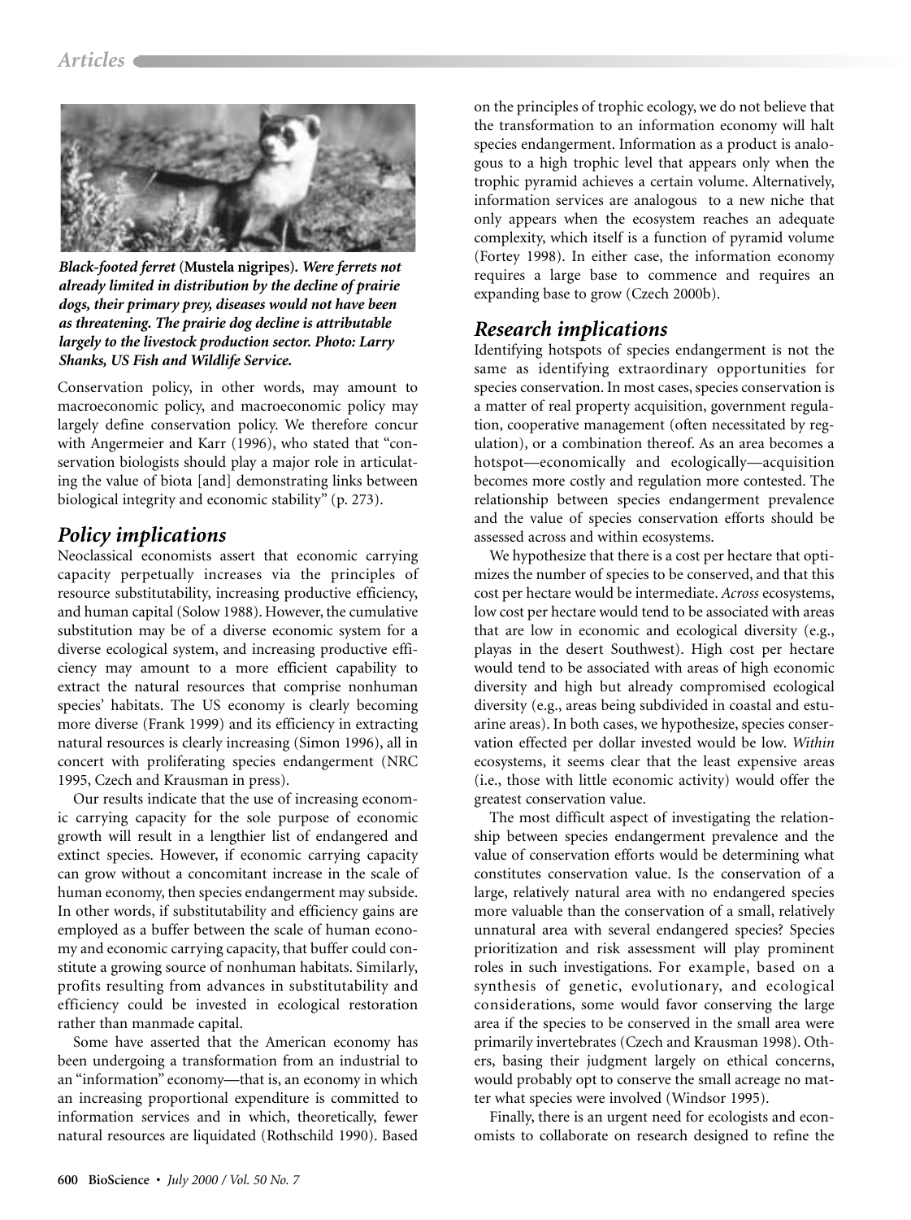*Black-footed ferret* (Mustela nigripes). *Were ferrets not already limited in distribution by the decline of prairie dogs, their primary prey, diseases would not have been as threatening. The prairie dog decline is attributable largely to the livestock production sector. Photo: Larry Shanks, US Fish and Wildlife Service.*

Conservation policy, in other words, may amount to macroeconomic policy, and macroeconomic policy may largely define conservation policy. We therefore concur with Angermeier and Karr (1996), who stated that "conservation biologists should play a major role in articulating the value of biota [and] demonstrating links between biological integrity and economic stability" (p. 273).

## Policy implications

Neoclassical economists assert that economic carrying capacity perpetually increases via the principles of resource substitutability, increasing productive efficiency, and human capital (Solow 1988). However, the cumulative substitution may be of a diverse economic system for a diverse ecological system, and increasing productive efficiency may amount to a more efficient capability to extract the natural resources that comprise nonhuman species' habitats. The US economy is clearly becoming more diverse (Frank 1999) and its efficiency in extracting natural resources is clearly increasing (Simon 1996), all in concert with proliferating species endangerment (NRC 1995, Czech and Krausman in press).

Our results indicate that the use of increasing economic carrying capacity for the sole purpose of economic growth will result in a lengthier list of endangered and extinct species. However, if economic carrying capacity can grow without a concomitant increase in the scale of human economy, then species endangerment may subside. In other words, if substitutability and efficiency gains are employed as a buffer between the scale of human economy and economic carrying capacity, that buffer could constitute a growing source of nonhuman habitats. Similarly, profits resulting from advances in substitutability and efficiency could be invested in ecological restoration rather than manmade capital.

Some have asserted that the American economy has been undergoing a transformation from an industrial to an "information" economy—that is, an economy in which an increasing proportional expenditure is committed to information services and in which, theoretically, fewer natural resources are liquidated (Rothschild 1990). Based on the principles of trophic ecology, we do not believe that the transformation to an information economy will halt species endangerment. Information as a product is analogous to a high trophic level that appears only when the trophic pyramid achieves a certain volume. Alternatively, information services are analogous to a new niche that only appears when the ecosystem reaches an adequate complexity, which itself is a function of pyramid volume (Fortey 1998). In either case, the information economy requires a large base to commence and requires an expanding base to grow (Czech 2000b).

## Research implications

Identifying hotspots of species endangerment is not the same as identifying extraordinary opportunities for species conservation. In most cases, species conservation is a matter of real property acquisition, government regulation, cooperative management (often necessitated by regulation), or a combination thereof. As an area becomes a hotspot—economically and ecologically—acquisition becomes more costly and regulation more contested. The relationship between species endangerment prevalence and the value of species conservation efforts should be assessed across and within ecosystems.

We hypothesize that there is a cost per hectare that optimizes the number of species to be conserved, and that this cost per hectare would be intermediate. *Across* ecosystems, low cost per hectare would tend to be associated with areas that are low in economic and ecological diversity (e.g., playas in the desert Southwest). High cost per hectare would tend to be associated with areas of high economic diversity and high but already compromised ecological diversity (e.g., areas being subdivided in coastal and estuarine areas). In both cases, we hypothesize, species conservation effected per dollar invested would be low. *Within* ecosystems, it seems clear that the least expensive areas (i.e., those with little economic activity) would offer the greatest conservation value.

The most difficult aspect of investigating the relationship between species endangerment prevalence and the value of conservation efforts would be determining what constitutes conservation value. Is the conservation of a large, relatively natural area with no endangered species more valuable than the conservation of a small, relatively unnatural area with several endangered species? Species prioritization and risk assessment will play prominent roles in such investigations. For example, based on a synthesis of genetic, evolutionary, and ecological considerations, some would favor conserving the large area if the species to be conserved in the small area were primarily invertebrates (Czech and Krausman 1998). Others, basing their judgment largely on ethical concerns, would probably opt to conserve the small acreage no matter what species were involved (Windsor 1995).

Finally, there is an urgent need for ecologists and economists to collaborate on research designed to refine the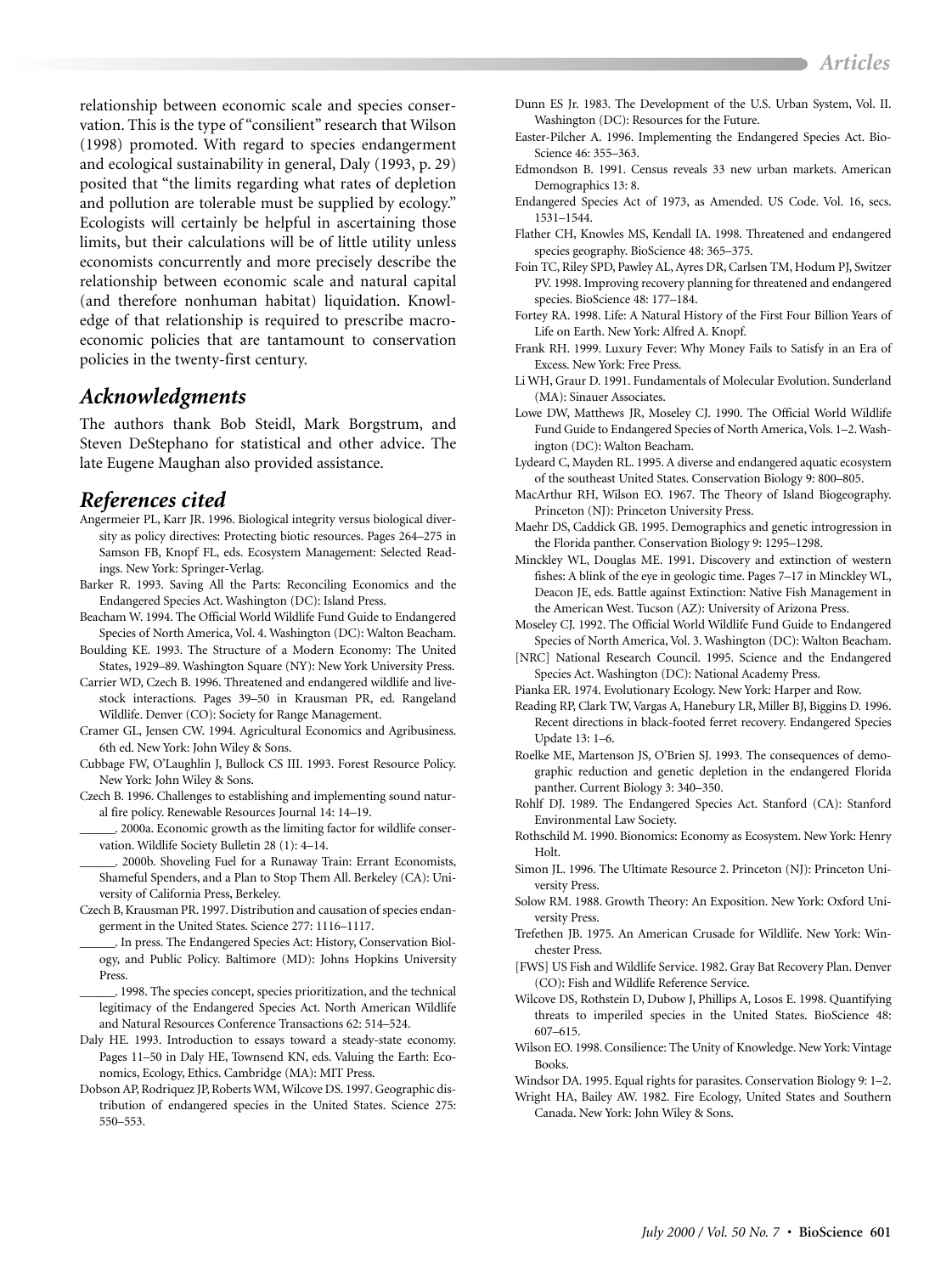relationship between economic scale and species conservation. This is the type of "consilient" research that Wilson (1998) promoted. With regard to species endangerment and ecological sustainability in general, Daly (1993, p. 29) posited that "the limits regarding what rates of depletion and pollution are tolerable must be supplied by ecology." Ecologists will certainly be helpful in ascertaining those limits, but their calculations will be of little utility unless economists concurrently and more precisely describe the relationship between economic scale and natural capital (and therefore nonhuman habitat) liquidation. Knowledge of that relationship is required to prescribe macroeconomic policies that are tantamount to conservation policies in the twenty-first century.

## *Acknowledgments*

The authors thank Bob Steidl, Mark Borgstrum, and Steven DeStephano for statistical and other advice. The late Eugene Maughan also provided assistance.

## *References cited*

Angermeier PL, Karr JR. 1996. Biological integrity versus biological diversity as policy directives: Protecting biotic resources. Pages 264–275 in Samson FB, Knopf FL, eds. Ecosystem Management: Selected Readings. New York: Springer-Verlag.

Barker R. 1993. Saving All the Parts: Reconciling Economics and the Endangered Species Act. Washington (DC): Island Press.

Beacham W. 1994. The Official World Wildlife Fund Guide to Endangered Species of North America, Vol. 4. Washington (DC): Walton Beacham.

Boulding KE. 1993. The Structure of a Modern Economy: The United States, 1929–89. Washington Square (NY): New York University Press.

Carrier WD, Czech B. 1996. Threatened and endangered wildlife and livestock interactions. Pages 39–50 in Krausman PR, ed. Rangeland Wildlife. Denver (CO): Society for Range Management.

Cramer GL, Jensen CW. 1994. Agricultural Economics and Agribusiness. 6th ed. New York: John Wiley & Sons.

Cubbage FW, O'Laughlin J, Bullock CS III. 1993. Forest Resource Policy. New York: John Wiley & Sons.

Czech B. 1996. Challenges to establishing and implementing sound natural fire policy. Renewable Resources Journal 14: 14–19.

______. 2000a. Economic growth as the limiting factor for wildlife conservation. Wildlife Society Bulletin 28 (1): 4–14.

______. 2000b. Shoveling Fuel for a Runaway Train: Errant Economists, Shameful Spenders, and a Plan to Stop Them All. Berkeley (CA): University of California Press, Berkeley.

Czech B, Krausman PR. 1997. Distribution and causation of species endangerment in the United States. Science 277: 1116–1117.

______. In press. The Endangered Species Act: History, Conservation Biology, and Public Policy. Baltimore (MD): Johns Hopkins University Press.

______. 1998. The species concept, species prioritization, and the technical legitimacy of the Endangered Species Act. North American Wildlife and Natural Resources Conference Transactions 62: 514–524.

Daly HE. 1993. Introduction to essays toward a steady-state economy. Pages 11–50 in Daly HE, Townsend KN, eds. Valuing the Earth: Economics, Ecology, Ethics. Cambridge (MA): MIT Press.

Dobson AP, Rodriquez JP, Roberts WM, Wilcove DS. 1997. Geographic distribution of endangered species in the United States. Science 275: 550–553.

Dunn ES Jr. 1983. The Development of the U.S. Urban System, Vol. II. Washington (DC): Resources for the Future.

Easter-Pilcher A. 1996. Implementing the Endangered Species Act. BioScience 46: 355–363.

Edmondson B. 1991. Census reveals 33 new urban markets. American Demographics 13: 8.

Endangered Species Act of 1973, as Amended. US Code. Vol. 16, secs. 1531–1544.

Flather CH, Knowles MS, Kendall IA. 1998. Threatened and endangered species geography. BioScience 48: 365–375.

Foin TC, Riley SPD, Pawley AL, Ayres DR, Carlsen TM, Hodum PJ, Switzer PV. 1998. Improving recovery planning for threatened and endangered species. BioScience 48: 177–184.

Fortey RA. 1998. Life: A Natural History of the First Four Billion Years of Life on Earth. New York: Alfred A. Knopf.

Frank RH. 1999. Luxury Fever: Why Money Fails to Satisfy in an Era of Excess. New York: Free Press.

Li WH, Graur D. 1991. Fundamentals of Molecular Evolution. Sunderland (MA): Sinauer Associates.

Lowe DW, Matthews JR, Moseley CJ. 1990. The Official World Wildlife Fund Guide to Endangered Species of North America, Vols. 1–2. Washington (DC): Walton Beacham.

Lydeard C, Mayden RL. 1995. A diverse and endangered aquatic ecosystem of the southeast United States. Conservation Biology 9: 800–805.

MacArthur RH, Wilson EO. 1967. The Theory of Island Biogeography. Princeton (NJ): Princeton University Press.

Maehr DS, Caddick GB. 1995. Demographics and genetic introgression in the Florida panther. Conservation Biology 9: 1295–1298.

Minckley WL, Douglas ME. 1991. Discovery and extinction of western fishes: A blink of the eye in geologic time. Pages 7–17 in Minckley WL, Deacon JE, eds. Battle against Extinction: Native Fish Management in the American West. Tucson (AZ): University of Arizona Press.

Moseley CJ. 1992. The Official World Wildlife Fund Guide to Endangered Species of North America, Vol. 3. Washington (DC): Walton Beacham.

[NRC] National Research Council. 1995. Science and the Endangered Species Act. Washington (DC): National Academy Press.

Pianka ER. 1974. Evolutionary Ecology. New York: Harper and Row.

Reading RP, Clark TW, Vargas A, Hanebury LR, Miller BJ, Biggins D. 1996. Recent directions in black-footed ferret recovery. Endangered Species Update 13: 1–6.

Roelke ME, Martenson JS, O'Brien SJ. 1993. The consequences of demographic reduction and genetic depletion in the endangered Florida panther. Current Biology 3: 340–350.

Rohlf DJ. 1989. The Endangered Species Act. Stanford (CA): Stanford Environmental Law Society.

Rothschild M. 1990. Bionomics: Economy as Ecosystem. New York: Henry Holt.

Simon JL. 1996. The Ultimate Resource 2. Princeton (NJ): Princeton University Press.

Solow RM. 1988. Growth Theory: An Exposition. New York: Oxford University Press.

Trefethen JB. 1975. An American Crusade for Wildlife. New York: Winchester Press.

[FWS] US Fish and Wildlife Service. 1982. Gray Bat Recovery Plan. Denver (CO): Fish and Wildlife Reference Service.

Wilcove DS, Rothstein D, Dubow J, Phillips A, Losos E. 1998. Quantifying threats to imperiled species in the United States. BioScience 48: 607–615.

Wilson EO. 1998. Consilience: The Unity of Knowledge. New York: Vintage Books.

Windsor DA. 1995. Equal rights for parasites. Conservation Biology 9: 1–2.

Wright HA, Bailey AW. 1982. Fire Ecology, United States and Southern Canada. New York: John Wiley & Sons.